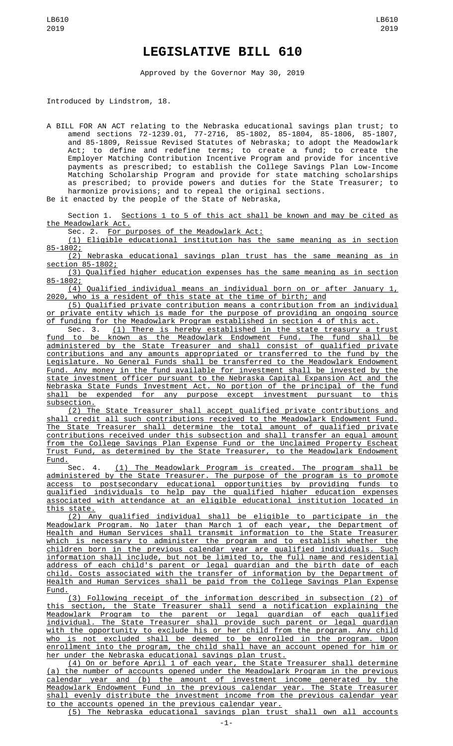# LEGISLATIVE BILL 610

Approved by the Governor May 30, 2019

Introduced by Lindstrom, 18.

A BILL FOR AN ACT relating to the Nebraska educational savings plan trust; to amend sections 72-1239.01, 77-2716, 85-1802, 85-1804, 85-1806, 85-1807, and 85-1809, Reissue Revised Statutes of Nebraska; to adopt the Meadowlark Act; to define and redefine terms; to create a fund; to create the Employer Matching Contribution Incentive Program and provide for incentive payments as prescribed; to establish the College Savings Plan Low-Income Matching Scholarship Program and provide for state matching scholarships as prescribed; to provide powers and duties for the State Treasurer; to harmonize provisions; and to repeal the original sections.

Be it enacted by the people of the State of Nebraska,

Section 1. Sections 1 to 5 of this act shall be known and may be cited as the Meadowlark Act.

Sec. 2. For purposes of the Meadowlark Act:

(1) Eligible educational institution has the same meaning as in section 85-1802;

(2) Nebraska educational savings plan trust has the same meaning as in section 85-1802;

(3) Qualified higher education expenses has the same meaning as in section 85-1802;

(4) Qualified individual means an individual born on or after January 1, 2020, who is a resident of this state at the time of birth; and

(5) Qualified private contribution means a contribution from an individual or private entity which is made for the purpose of providing an ongoing source of funding for the Meadowlark Program established in section 4 of this act.

Sec. 3. (1) There is hereby established in the state treasury a trust fund to be known as the Meadowlark Endowment Fund. The fund shall be administered by the State Treasurer and shall consist of qualified private contributions and any amounts appropriated or transferred to the fund by the Legislature. No General Funds shall be transferred to the Meadowlark Endowment Fund. Any money in the fund available for investment shall be invested by the state investment officer pursuant to the Nebraska Capital Expansion Act and the Nebraska State Funds Investment Act. No portion of the principal of the fund shall be expended for any purpose except investment pursuant to this subsection.

(2) The State Treasurer shall accept qualified private contributions and shall credit all such contributions received to the Meadowlark Endowment Fund. The State Treasurer shall determine the total amount of qualified private contributions received under this subsection and shall transfer an equal amount from the College Savings Plan Expense Fund or the Unclaimed Property Escheat Trust Fund, as determined by the State Treasurer, to the Meadowlark Endowment Fund.

Sec. 4. (1) The Meadowlark Program is created. The program shall be administered by the State Treasurer. The purpose of the program is to promote access to postsecondary educational opportunities by providing funds to qualified individuals to help pay the qualified higher education expenses associated with attendance at an eligible educational institution located in this state.

(2) Any qualified individual shall be eligible to participate in the Meadowlark Program. No later than March 1 of each year, the Department of Health and Human Services shall transmit information to the State Treasurer which is necessary to administer the program and to establish whether the children born in the previous calendar year are qualified individuals. Such information shall include, but not be limited to, the full name and residential address of each child's parent or legal guardian and the birth date of each child. Costs associated with the transfer of information by the Department of Health and Human Services shall be paid from the College Savings Plan Expense Fund.

(3) Following receipt of the information described in subsection (2) of this section, the State Treasurer shall send a notification explaining the Meadowlark Program to the parent or legal guardian of each qualified individual. The State Treasurer shall provide such parent or legal guardian with the opportunity to exclude his or her child from the program. Any child who is not excluded shall be deemed to be enrolled in the program. Upon enrollment into the program, the child shall have an account opened for him or her under the Nebraska educational savings plan trust.

(4) On or before April 1 of each year, the State Treasurer shall determine (a) the number of accounts opened under the Meadowlark Program in the previous calendar year and (b) the amount of investment income generated by the Meadowlark Endowment Fund in the previous calendar year. The State Treasurer shall evenly distribute the investment income from the previous calendar year to the accounts opened in the previous calendar year.

(5) The Nebraska educational savings plan trust shall own all accounts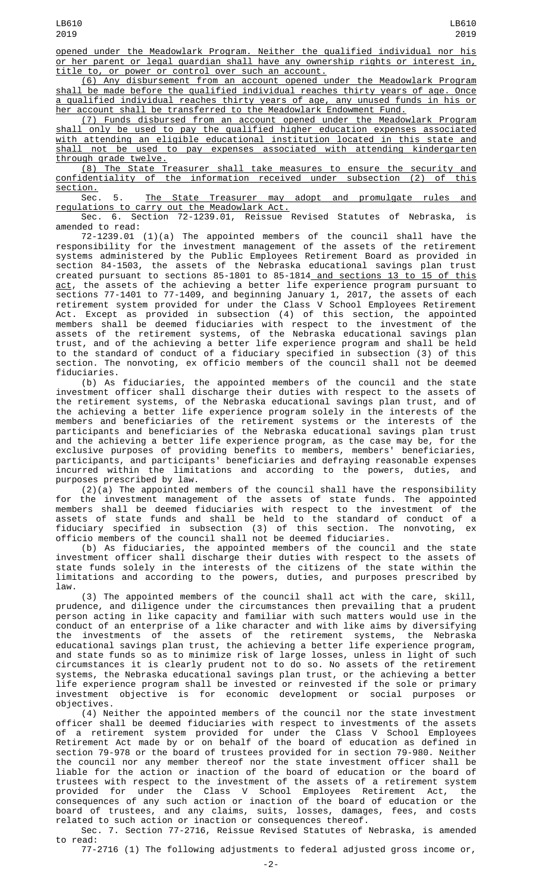opened under the Meadowlark Program. Neither the qualified individual nor his or her parent or legal guardian shall have any ownership rights or interest in, title to, or power or control over such an account.

(6) Any disbursement from an account opened under the Meadowlark Program shall be made before the qualified individual reaches thirty years of age. Once a qualified individual reaches thirty years of age, any unused funds in his or her account shall be transferred to the Meadowlark Endowment Fund.

(7) Funds disbursed from an account opened under the Meadowlark Program shall only be used to pay the qualified higher education expenses associated with attending an eligible educational institution located in this state and shall not be used to pay expenses associated with attending kindergarten through grade twelve.

(8) The State Treasurer shall take measures to ensure the security and confidentiality of the information received under subsection (2) of this section.

Sec. 5. The State Treasurer may adopt and promulgate rules and regulations to carry out the Meadowlark Act.

Sec. 6. Section 72-1239.01, Reissue Revised Statutes of Nebraska, is amended to read:

72-1239.01 (1)(a) The appointed members of the council shall have the responsibility for the investment management of the assets of the retirement systems administered by the Public Employees Retirement Board as provided in section 84-1503, the assets of the Nebraska educational savings plan trust created pursuant to sections 85-1801 to 85-1814 and sections 13 to 15 of this act, the assets of the achieving a better life experience program pursuant to sections 77-1401 to 77-1409, and beginning January 1, 2017, the assets of each retirement system provided for under the Class V School Employees Retirement Act. Except as provided in subsection (4) of this section, the appointed members shall be deemed fiduciaries with respect to the investment of the assets of the retirement systems, of the Nebraska educational savings plan trust, and of the achieving a better life experience program and shall be held to the standard of conduct of a fiduciary specified in subsection (3) of this section. The nonvoting, ex officio members of the council shall not be deemed fiduciaries.

(b) As fiduciaries, the appointed members of the council and the state investment officer shall discharge their duties with respect to the assets of the retirement systems, of the Nebraska educational savings plan trust, and of the achieving a better life experience program solely in the interests of the members and beneficiaries of the retirement systems or the interests of the participants and beneficiaries of the Nebraska educational savings plan trust and the achieving a better life experience program, as the case may be, for the exclusive purposes of providing benefits to members, members' beneficiaries, participants, and participants' beneficiaries and defraying reasonable expenses incurred within the limitations and according to the powers, duties, and purposes prescribed by law.

(2)(a) The appointed members of the council shall have the responsibility for the investment management of the assets of state funds. The appointed members shall be deemed fiduciaries with respect to the investment of the assets of state funds and shall be held to the standard of conduct of a fiduciary specified in subsection (3) of this section. The nonvoting, ex officio members of the council shall not be deemed fiduciaries.

(b) As fiduciaries, the appointed members of the council and the state investment officer shall discharge their duties with respect to the assets of state funds solely in the interests of the citizens of the state within the limitations and according to the powers, duties, and purposes prescribed by law.

(3) The appointed members of the council shall act with the care, skill, prudence, and diligence under the circumstances then prevailing that a prudent person acting in like capacity and familiar with such matters would use in the conduct of an enterprise of a like character and with like aims by diversifying the investments of the assets of the retirement systems, the Nebraska educational savings plan trust, the achieving a better life experience program, and state funds so as to minimize risk of large losses, unless in light of such circumstances it is clearly prudent not to do so. No assets of the retirement systems, the Nebraska educational savings plan trust, or the achieving a better life experience program shall be invested or reinvested if the sole or primary investment objective is for economic development or social purposes or objectives.

(4) Neither the appointed members of the council nor the state investment officer shall be deemed fiduciaries with respect to investments of the assets of a retirement system provided for under the Class V School Employees Retirement Act made by or on behalf of the board of education as defined in section 79-978 or the board of trustees provided for in section 79-980. Neither the council nor any member thereof nor the state investment officer shall be liable for the action or inaction of the board of education or the board of trustees with respect to the investment of the assets of a retirement system provided for under the Class V School Employees Retirement Act, the consequences of any such action or inaction of the board of education or the board of trustees, and any claims, suits, losses, damages, fees, and costs related to such action or inaction or consequences thereof.

Sec. 7. Section 77-2716, Reissue Revised Statutes of Nebraska, is amended to read:

77-2716 (1) The following adjustments to federal adjusted gross income or,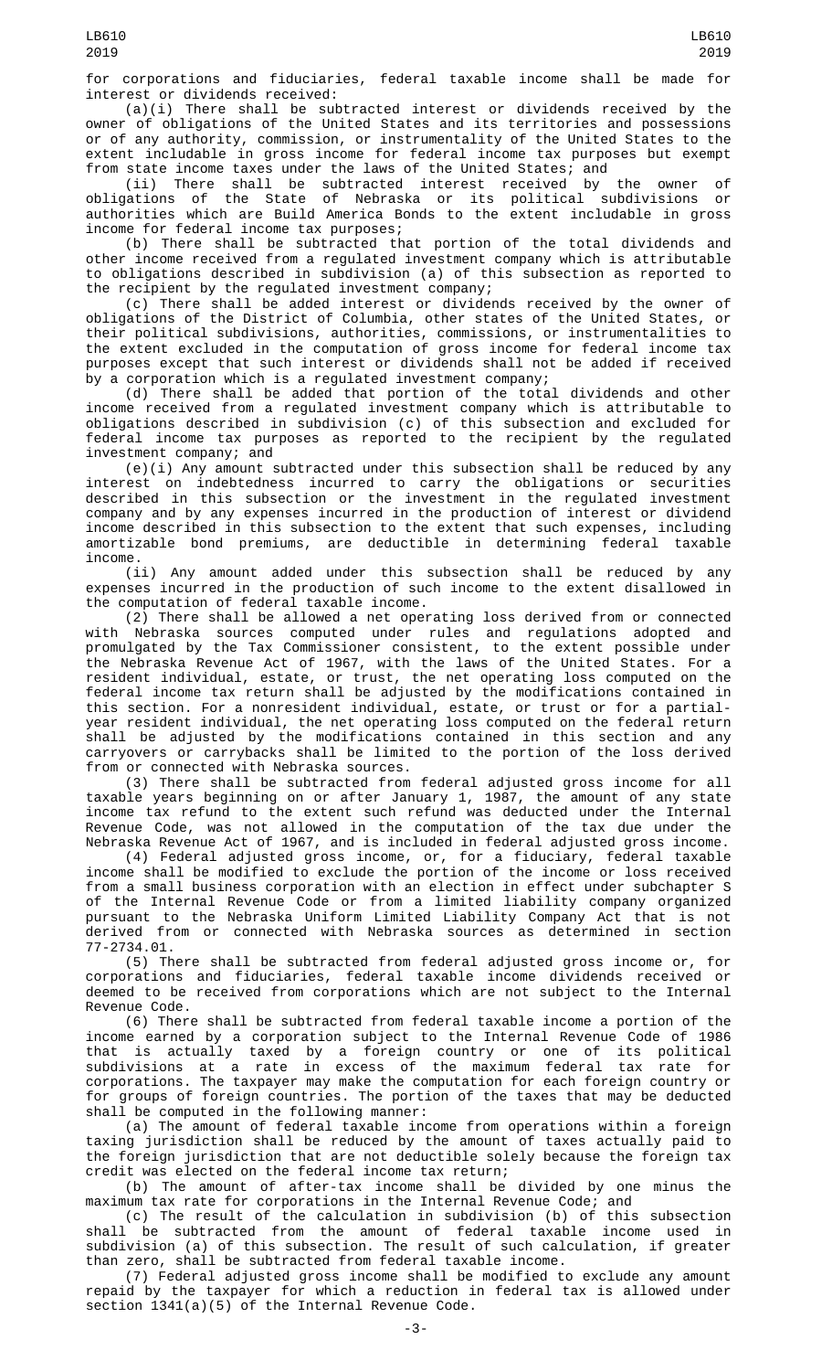for corporations and fiduciaries, federal taxable income shall be made for interest or dividends received:

(a)(i) There shall be subtracted interest or dividends received by the owner of obligations of the United States and its territories and possessions or of any authority, commission, or instrumentality of the United States to the extent includable in gross income for federal income tax purposes but exempt from state income taxes under the laws of the United States; and

(ii) There shall be subtracted interest received by the owner of obligations of the State of Nebraska or its political subdivisions or authorities which are Build America Bonds to the extent includable in gross income for federal income tax purposes;

(b) There shall be subtracted that portion of the total dividends and other income received from a regulated investment company which is attributable to obligations described in subdivision (a) of this subsection as reported to the recipient by the regulated investment company;

(c) There shall be added interest or dividends received by the owner of obligations of the District of Columbia, other states of the United States, or their political subdivisions, authorities, commissions, or instrumentalities to the extent excluded in the computation of gross income for federal income tax purposes except that such interest or dividends shall not be added if received by a corporation which is a regulated investment company;

(d) There shall be added that portion of the total dividends and other income received from a regulated investment company which is attributable to obligations described in subdivision (c) of this subsection and excluded for federal income tax purposes as reported to the recipient by the regulated investment company; and

(e)(i) Any amount subtracted under this subsection shall be reduced by any interest on indebtedness incurred to carry the obligations or securities described in this subsection or the investment in the regulated investment company and by any expenses incurred in the production of interest or dividend income described in this subsection to the extent that such expenses, including amortizable bond premiums, are deductible in determining federal taxable income.

(ii) Any amount added under this subsection shall be reduced by any expenses incurred in the production of such income to the extent disallowed in the computation of federal taxable income.

(2) There shall be allowed a net operating loss derived from or connected with Nebraska sources computed under rules and regulations adopted and promulgated by the Tax Commissioner consistent, to the extent possible under the Nebraska Revenue Act of 1967, with the laws of the United States. For a resident individual, estate, or trust, the net operating loss computed on the federal income tax return shall be adjusted by the modifications contained in this section. For a nonresident individual, estate, or trust or for a partial-year resident individual, the net operating loss computed on the federal return shall be adjusted by the modifications contained in this section and any carryovers or carrybacks shall be limited to the portion of the loss derived from or connected with Nebraska sources.

(3) There shall be subtracted from federal adjusted gross income for all taxable years beginning on or after January 1, 1987, the amount of any state income tax refund to the extent such refund was deducted under the Internal Revenue Code, was not allowed in the computation of the tax due under the Nebraska Revenue Act of 1967, and is included in federal adjusted gross income.

(4) Federal adjusted gross income, or, for a fiduciary, federal taxable income shall be modified to exclude the portion of the income or loss received from a small business corporation with an election in effect under subchapter S of the Internal Revenue Code or from a limited liability company organized pursuant to the Nebraska Uniform Limited Liability Company Act that is not derived from or connected with Nebraska sources as determined in section 77-2734.01.

(5) There shall be subtracted from federal adjusted gross income or, for corporations and fiduciaries, federal taxable income dividends received or deemed to be received from corporations which are not subject to the Internal Revenue Code.

(6) There shall be subtracted from federal taxable income a portion of the income earned by a corporation subject to the Internal Revenue Code of 1986 that is actually taxed by a foreign country or one of its political subdivisions at a rate in excess of the maximum federal tax rate for corporations. The taxpayer may make the computation for each foreign country or for groups of foreign countries. The portion of the taxes that may be deducted shall be computed in the following manner:

(a) The amount of federal taxable income from operations within a foreign taxing jurisdiction shall be reduced by the amount of taxes actually paid to the foreign jurisdiction that are not deductible solely because the foreign tax credit was elected on the federal income tax return;

(b) The amount of after-tax income shall be divided by one minus the maximum tax rate for corporations in the Internal Revenue Code; and

(c) The result of the calculation in subdivision (b) of this subsection shall be subtracted from the amount of federal taxable income used in subdivision (a) of this subsection. The result of such calculation, if greater than zero, shall be subtracted from federal taxable income.

(7) Federal adjusted gross income shall be modified to exclude any amount repaid by the taxpayer for which a reduction in federal tax is allowed under section 1341(a)(5) of the Internal Revenue Code.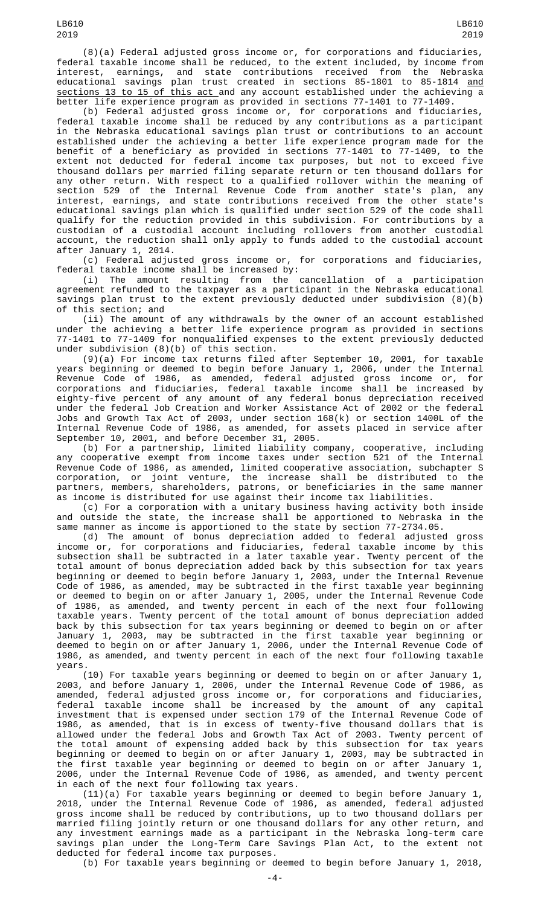(8)(a) Federal adjusted gross income or, for corporations and fiduciaries, federal taxable income shall be reduced, to the extent included, by income from interest, earnings, and state contributions received from the Nebraska educational savings plan trust created in sections 85-1801 to 85-1814 and sections 13 to 15 of this act and any account established under the achieving a better life experience program as provided in sections 77-1401 to 77-1409.

(b) Federal adjusted gross income or, for corporations and fiduciaries, federal taxable income shall be reduced by any contributions as a participant in the Nebraska educational savings plan trust or contributions to an account established under the achieving a better life experience program made for the benefit of a beneficiary as provided in sections 77-1401 to 77-1409, to the extent not deducted for federal income tax purposes, but not to exceed five thousand dollars per married filing separate return or ten thousand dollars for any other return. With respect to a qualified rollover within the meaning of section 529 of the Internal Revenue Code from another state's plan, any interest, earnings, and state contributions received from the other state's educational savings plan which is qualified under section 529 of the code shall qualify for the reduction provided in this subdivision. For contributions by a custodian of a custodial account including rollovers from another custodial account, the reduction shall only apply to funds added to the custodial account after January 1, 2014.

(c) Federal adjusted gross income or, for corporations and fiduciaries, federal taxable income shall be increased by:

(i) The amount resulting from the cancellation of a participation agreement refunded to the taxpayer as a participant in the Nebraska educational savings plan trust to the extent previously deducted under subdivision (8)(b) of this section; and

(ii) The amount of any withdrawals by the owner of an account established under the achieving a better life experience program as provided in sections 77-1401 to 77-1409 for nonqualified expenses to the extent previously deducted under subdivision (8)(b) of this section.

(9)(a) For income tax returns filed after September 10, 2001, for taxable years beginning or deemed to begin before January 1, 2006, under the Internal Revenue Code of 1986, as amended, federal adjusted gross income or, for corporations and fiduciaries, federal taxable income shall be increased by eighty-five percent of any amount of any federal bonus depreciation received under the federal Job Creation and Worker Assistance Act of 2002 or the federal Jobs and Growth Tax Act of 2003, under section 168(k) or section 1400L of the Internal Revenue Code of 1986, as amended, for assets placed in service after September 10, 2001, and before December 31, 2005.

(b) For a partnership, limited liability company, cooperative, including any cooperative exempt from income taxes under section 521 of the Internal Revenue Code of 1986, as amended, limited cooperative association, subchapter S corporation, or joint venture, the increase shall be distributed to the partners, members, shareholders, patrons, or beneficiaries in the same manner as income is distributed for use against their income tax liabilities.

(c) For a corporation with a unitary business having activity both inside and outside the state, the increase shall be apportioned to Nebraska in the same manner as income is apportioned to the state by section 77-2734.05.

(d) The amount of bonus depreciation added to federal adjusted gross income or, for corporations and fiduciaries, federal taxable income by this subsection shall be subtracted in a later taxable year. Twenty percent of the total amount of bonus depreciation added back by this subsection for tax years beginning or deemed to begin before January 1, 2003, under the Internal Revenue Code of 1986, as amended, may be subtracted in the first taxable year beginning or deemed to begin on or after January 1, 2005, under the Internal Revenue Code of 1986, as amended, and twenty percent in each of the next four following taxable years. Twenty percent of the total amount of bonus depreciation added back by this subsection for tax years beginning or deemed to begin on or after January 1, 2003, may be subtracted in the first taxable year beginning or deemed to begin on or after January 1, 2006, under the Internal Revenue Code of 1986, as amended, and twenty percent in each of the next four following taxable years.

(10) For taxable years beginning or deemed to begin on or after January 1, 2003, and before January 1, 2006, under the Internal Revenue Code of 1986, as amended, federal adjusted gross income or, for corporations and fiduciaries, federal taxable income shall be increased by the amount of any capital investment that is expensed under section 179 of the Internal Revenue Code of 1986, as amended, that is in excess of twenty-five thousand dollars that is allowed under the federal Jobs and Growth Tax Act of 2003. Twenty percent of the total amount of expensing added back by this subsection for tax years beginning or deemed to begin on or after January 1, 2003, may be subtracted in the first taxable year beginning or deemed to begin on or after January 1, 2006, under the Internal Revenue Code of 1986, as amended, and twenty percent in each of the next four following tax years.

(11)(a) For taxable years beginning or deemed to begin before January 1, 2018, under the Internal Revenue Code of 1986, as amended, federal adjusted gross income shall be reduced by contributions, up to two thousand dollars per married filing jointly return or one thousand dollars for any other return, and any investment earnings made as a participant in the Nebraska long-term care savings plan under the Long-Term Care Savings Plan Act, to the extent not deducted for federal income tax purposes.

(b) For taxable years beginning or deemed to begin before January 1, 2018,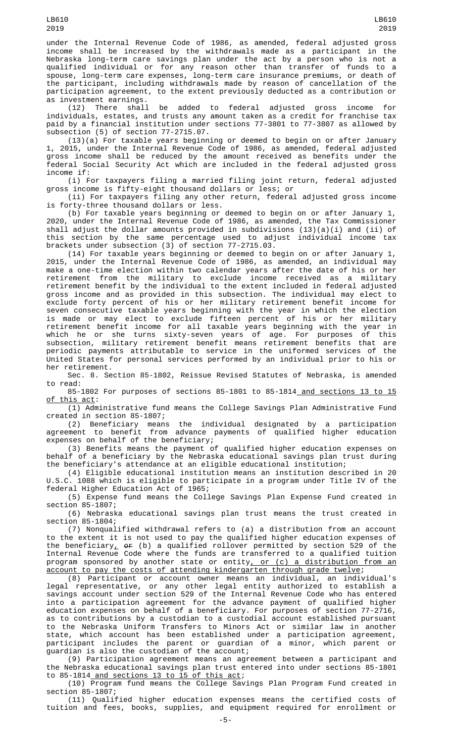under the Internal Revenue Code of 1986, as amended, federal adjusted gross income shall be increased by the withdrawals made as a participant in the Nebraska long-term care savings plan under the act by a person who is not a qualified individual or for any reason other than transfer of funds to a spouse, long-term care expenses, long-term care insurance premiums, or death of the participant, including withdrawals made by reason of cancellation of the participation agreement, to the extent previously deducted as a contribution or as investment earnings.

(12) There shall be added to federal adjusted gross income for individuals, estates, and trusts any amount taken as a credit for franchise tax paid by a financial institution under sections 77-3801 to 77-3807 as allowed by subsection (5) of section 77-2715.07.

(13)(a) For taxable years beginning or deemed to begin on or after January 1, 2015, under the Internal Revenue Code of 1986, as amended, federal adjusted gross income shall be reduced by the amount received as benefits under the federal Social Security Act which are included in the federal adjusted gross income if:

(i) For taxpayers filing a married filing joint return, federal adjusted gross income is fifty-eight thousand dollars or less; or

(ii) For taxpayers filing any other return, federal adjusted gross income is forty-three thousand dollars or less.

(b) For taxable years beginning or deemed to begin on or after January 1, 2020, under the Internal Revenue Code of 1986, as amended, the Tax Commissioner shall adjust the dollar amounts provided in subdivisions (13)(a)(i) and (ii) of this section by the same percentage used to adjust individual income tax brackets under subsection (3) of section 77-2715.03.

(14) For taxable years beginning or deemed to begin on or after January 1, 2015, under the Internal Revenue Code of 1986, as amended, an individual may make a one-time election within two calendar years after the date of his or her retirement from the military to exclude income received as a military retirement benefit by the individual to the extent included in federal adjusted gross income and as provided in this subsection. The individual may elect to exclude forty percent of his or her military retirement benefit income for seven consecutive taxable years beginning with the year in which the election is made or may elect to exclude fifteen percent of his or her military retirement benefit income for all taxable years beginning with the year in which he or she turns sixty-seven years of age. For purposes of this subsection, military retirement benefit means retirement benefits that are periodic payments attributable to service in the uniformed services of the United States for personal services performed by an individual prior to his or her retirement.

Sec. 8. Section 85-1802, Reissue Revised Statutes of Nebraska, is amended to read:

85-1802 For purposes of sections 85-1801 to 85-1814 and sections 13 to 15 of this act:

(1) Administrative fund means the College Savings Plan Administrative Fund created in section 85-1807;

(2) Beneficiary means the individual designated by a participation agreement to benefit from advance payments of qualified higher education expenses on behalf of the beneficiary;

(3) Benefits means the payment of qualified higher education expenses on behalf of a beneficiary by the Nebraska educational savings plan trust during the beneficiary's attendance at an eligible educational institution;

(4) Eligible educational institution means an institution described in 20 U.S.C. 1088 which is eligible to participate in a program under Title IV of the federal Higher Education Act of 1965;

(5) Expense fund means the College Savings Plan Expense Fund created in section 85-1807;

(6) Nebraska educational savings plan trust means the trust created in section 85-1804;

(7) Nonqualified withdrawal refers to (a) a distribution from an account to the extent it is not used to pay the qualified higher education expenses of the beneficiary, ~~or~~ (b) a qualified rollover permitted by section 529 of the Internal Revenue Code where the funds are transferred to a qualified tuition program sponsored by another state or entity, or (c) a distribution from an account to pay the costs of attending kindergarten through grade twelve;

(8) Participant or account owner means an individual, an individual's legal representative, or any other legal entity authorized to establish a savings account under section 529 of the Internal Revenue Code who has entered into a participation agreement for the advance payment of qualified higher education expenses on behalf of a beneficiary. For purposes of section 77-2716, as to contributions by a custodian to a custodial account established pursuant to the Nebraska Uniform Transfers to Minors Act or similar law in another state, which account has been established under a participation agreement, participant includes the parent or guardian of a minor, which parent or guardian is also the custodian of the account;

(9) Participation agreement means an agreement between a participant and the Nebraska educational savings plan trust entered into under sections 85-1801 to 85-1814 and sections 13 to 15 of this act;

(10) Program fund means the College Savings Plan Program Fund created in section 85-1807;

(11) Qualified higher education expenses means the certified costs of tuition and fees, books, supplies, and equipment required for enrollment or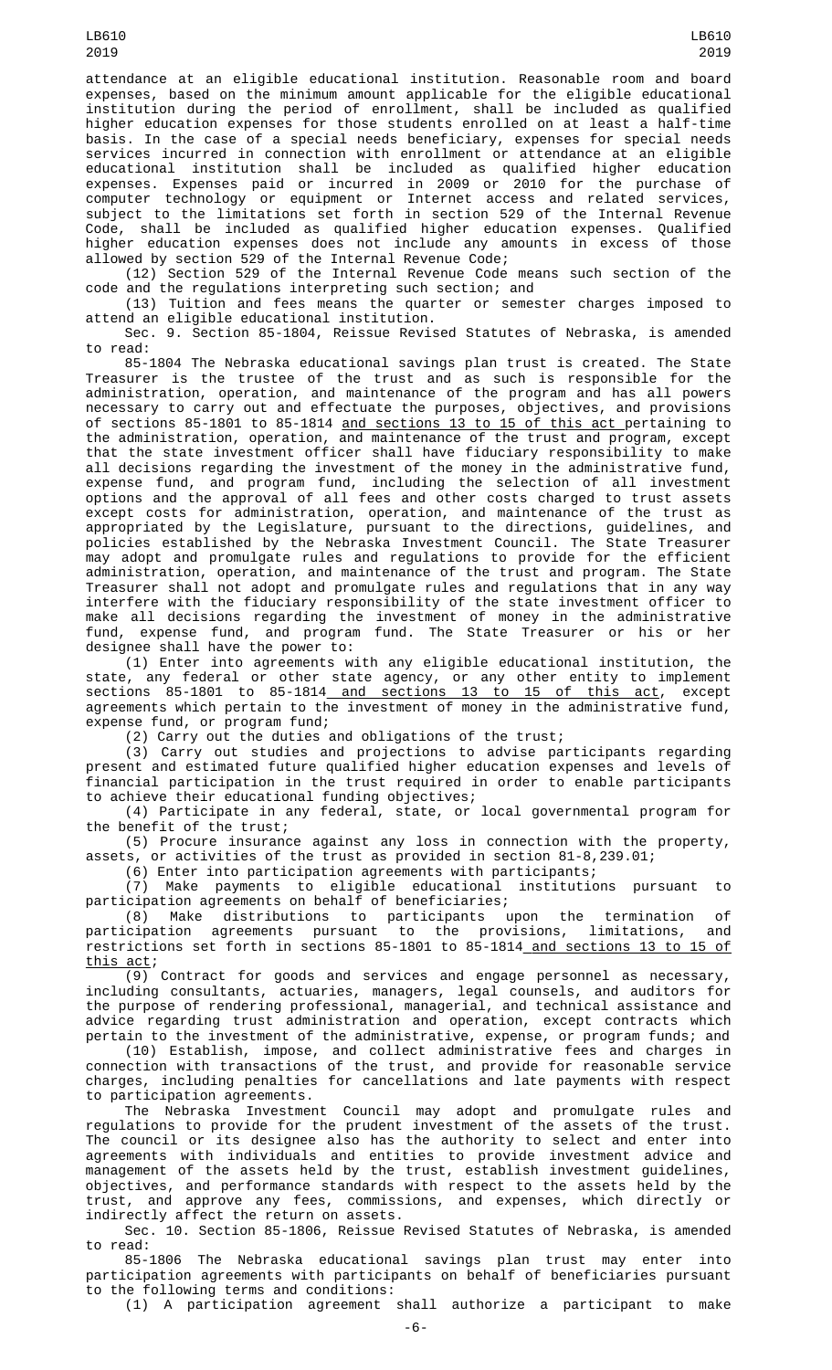attendance at an eligible educational institution. Reasonable room and board expenses, based on the minimum amount applicable for the eligible educational institution during the period of enrollment, shall be included as qualified higher education expenses for those students enrolled on at least a half-time basis. In the case of a special needs beneficiary, expenses for special needs services incurred in connection with enrollment or attendance at an eligible educational institution shall be included as qualified higher education expenses. Expenses paid or incurred in 2009 or 2010 for the purchase of computer technology or equipment or Internet access and related services, subject to the limitations set forth in section 529 of the Internal Revenue Code, shall be included as qualified higher education expenses. Qualified higher education expenses does not include any amounts in excess of those allowed by section 529 of the Internal Revenue Code;

(12) Section 529 of the Internal Revenue Code means such section of the code and the regulations interpreting such section; and

(13) Tuition and fees means the quarter or semester charges imposed to attend an eligible educational institution.

Sec. 9. Section 85-1804, Reissue Revised Statutes of Nebraska, is amended to read:

85-1804 The Nebraska educational savings plan trust is created. The State Treasurer is the trustee of the trust and as such is responsible for the administration, operation, and maintenance of the program and has all powers necessary to carry out and effectuate the purposes, objectives, and provisions of sections 85-1801 to 85-1814 <u>and sections 13 to 15 of this act</u> pertaining to the administration, operation, and maintenance of the trust and program, except that the state investment officer shall have fiduciary responsibility to make all decisions regarding the investment of the money in the administrative fund, expense fund, and program fund, including the selection of all investment options and the approval of all fees and other costs charged to trust assets except costs for administration, operation, and maintenance of the trust as appropriated by the Legislature, pursuant to the directions, guidelines, and policies established by the Nebraska Investment Council. The State Treasurer may adopt and promulgate rules and regulations to provide for the efficient administration, operation, and maintenance of the trust and program. The State Treasurer shall not adopt and promulgate rules and regulations that in any way interfere with the fiduciary responsibility of the state investment officer to make all decisions regarding the investment of money in the administrative fund, expense fund, and program fund. The State Treasurer or his or her designee shall have the power to:

(1) Enter into agreements with any eligible educational institution, the state, any federal or other state agency, or any other entity to implement sections 85-1801 to 85-1814<u> and sections 13 to 15 of this act</u>, except agreements which pertain to the investment of money in the administrative fund, expense fund, or program fund;

(2) Carry out the duties and obligations of the trust;

(3) Carry out studies and projections to advise participants regarding present and estimated future qualified higher education expenses and levels of financial participation in the trust required in order to enable participants to achieve their educational funding objectives;

(4) Participate in any federal, state, or local governmental program for the benefit of the trust;

(5) Procure insurance against any loss in connection with the property, assets, or activities of the trust as provided in section 81-8,239.01;

(6) Enter into participation agreements with participants;

(7) Make payments to eligible educational institutions pursuant to participation agreements on behalf of beneficiaries;

(8) Make distributions to participants upon the termination of participation agreements pursuant to the provisions, limitations, and restrictions set forth in sections 85-1801 to 85-1814<u> and sections 13 to 15 of this act</u>;

(9) Contract for goods and services and engage personnel as necessary, including consultants, actuaries, managers, legal counsels, and auditors for the purpose of rendering professional, managerial, and technical assistance and advice regarding trust administration and operation, except contracts which pertain to the investment of the administrative, expense, or program funds; and

(10) Establish, impose, and collect administrative fees and charges in connection with transactions of the trust, and provide for reasonable service charges, including penalties for cancellations and late payments with respect to participation agreements.

The Nebraska Investment Council may adopt and promulgate rules and regulations to provide for the prudent investment of the assets of the trust. The council or its designee also has the authority to select and enter into agreements with individuals and entities to provide investment advice and management of the assets held by the trust, establish investment guidelines, objectives, and performance standards with respect to the assets held by the trust, and approve any fees, commissions, and expenses, which directly or indirectly affect the return on assets.

Sec. 10. Section 85-1806, Reissue Revised Statutes of Nebraska, is amended to read:

85-1806 The Nebraska educational savings plan trust may enter into participation agreements with participants on behalf of beneficiaries pursuant to the following terms and conditions:

(1) A participation agreement shall authorize a participant to make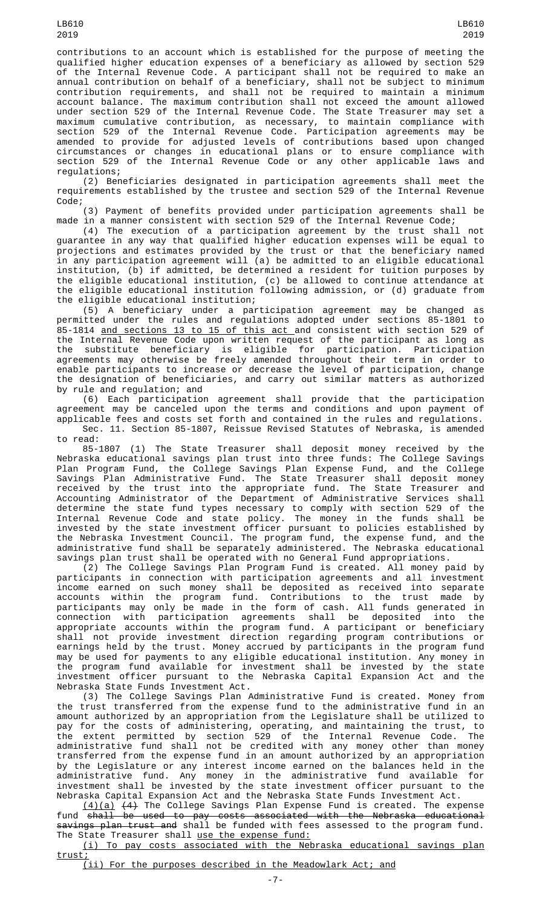contributions to an account which is established for the purpose of meeting the qualified higher education expenses of a beneficiary as allowed by section 529 of the Internal Revenue Code. A participant shall not be required to make an annual contribution on behalf of a beneficiary, shall not be subject to minimum contribution requirements, and shall not be required to maintain a minimum account balance. The maximum contribution shall not exceed the amount allowed under section 529 of the Internal Revenue Code. The State Treasurer may set a maximum cumulative contribution, as necessary, to maintain compliance with section 529 of the Internal Revenue Code. Participation agreements may be amended to provide for adjusted levels of contributions based upon changed circumstances or changes in educational plans or to ensure compliance with section 529 of the Internal Revenue Code or any other applicable laws and regulations;

(2) Beneficiaries designated in participation agreements shall meet the requirements established by the trustee and section 529 of the Internal Revenue Code;

(3) Payment of benefits provided under participation agreements shall be made in a manner consistent with section 529 of the Internal Revenue Code;

(4) The execution of a participation agreement by the trust shall not guarantee in any way that qualified higher education expenses will be equal to projections and estimates provided by the trust or that the beneficiary named in any participation agreement will (a) be admitted to an eligible educational institution, (b) if admitted, be determined a resident for tuition purposes by the eligible educational institution, (c) be allowed to continue attendance at the eligible educational institution following admission, or (d) graduate from the eligible educational institution;

(5) A beneficiary under a participation agreement may be changed as permitted under the rules and regulations adopted under sections 85-1801 to 85-1814 <u>and sections 13 to 15 of this act</u> and consistent with section 529 of the Internal Revenue Code upon written request of the participant as long as the substitute beneficiary is eligible for participation. Participation agreements may otherwise be freely amended throughout their term in order to enable participants to increase or decrease the level of participation, change the designation of beneficiaries, and carry out similar matters as authorized by rule and regulation; and

(6) Each participation agreement shall provide that the participation agreement may be canceled upon the terms and conditions and upon payment of applicable fees and costs set forth and contained in the rules and regulations.

Sec. 11. Section 85-1807, Reissue Revised Statutes of Nebraska, is amended to read:

85-1807 (1) The State Treasurer shall deposit money received by the Nebraska educational savings plan trust into three funds: The College Savings Plan Program Fund, the College Savings Plan Expense Fund, and the College Savings Plan Administrative Fund. The State Treasurer shall deposit money received by the trust into the appropriate fund. The State Treasurer and Accounting Administrator of the Department of Administrative Services shall determine the state fund types necessary to comply with section 529 of the Internal Revenue Code and state policy. The money in the funds shall be invested by the state investment officer pursuant to policies established by the Nebraska Investment Council. The program fund, the expense fund, and the administrative fund shall be separately administered. The Nebraska educational savings plan trust shall be operated with no General Fund appropriations.

(2) The College Savings Plan Program Fund is created. All money paid by participants in connection with participation agreements and all investment income earned on such money shall be deposited as received into separate accounts within the program fund. Contributions to the trust made by participants may only be made in the form of cash. All funds generated in connection with participation agreements shall be deposited into the appropriate accounts within the program fund. A participant or beneficiary shall not provide investment direction regarding program contributions or earnings held by the trust. Money accrued by participants in the program fund may be used for payments to any eligible educational institution. Any money in the program fund available for investment shall be invested by the state investment officer pursuant to the Nebraska Capital Expansion Act and the Nebraska State Funds Investment Act.

(3) The College Savings Plan Administrative Fund is created. Money from the trust transferred from the expense fund to the administrative fund in an amount authorized by an appropriation from the Legislature shall be utilized to pay for the costs of administering, operating, and maintaining the trust, to the extent permitted by section 529 of the Internal Revenue Code. The administrative fund shall not be credited with any money other than money transferred from the expense fund in an amount authorized by an appropriation by the Legislature or any interest income earned on the balances held in the administrative fund. Any money in the administrative fund available for investment shall be invested by the state investment officer pursuant to the Nebraska Capital Expansion Act and the Nebraska State Funds Investment Act.

<u>(4)(a)</u> ~~(4)~~ The College Savings Plan Expense Fund is created. The expense fund ~~shall be used to pay costs associated with the Nebraska educational savings plan trust and~~ shall be funded with fees assessed to the program fund. The State Treasurer shall <u>use the expense fund:</u>

<u>(i) To pay costs associated with the Nebraska educational savings plan trust;</u>

<u>(ii) For the purposes described in the Meadowlark Act; and</u>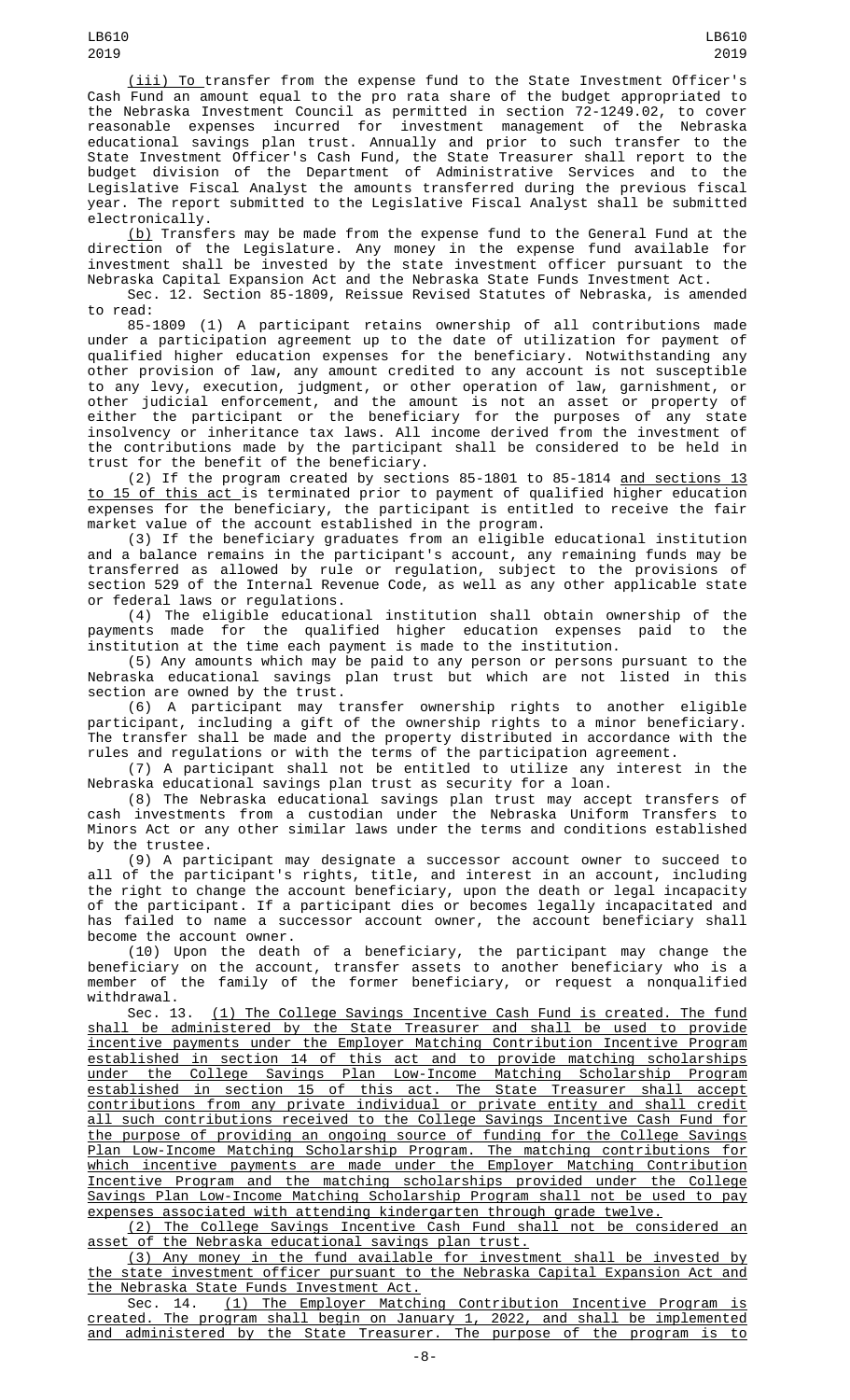(iii) To transfer from the expense fund to the State Investment Officer's Cash Fund an amount equal to the pro rata share of the budget appropriated to the Nebraska Investment Council as permitted in section 72-1249.02, to cover reasonable expenses incurred for investment management of the Nebraska educational savings plan trust. Annually and prior to such transfer to the State Investment Officer's Cash Fund, the State Treasurer shall report to the budget division of the Department of Administrative Services and to the Legislative Fiscal Analyst the amounts transferred during the previous fiscal year. The report submitted to the Legislative Fiscal Analyst shall be submitted electronically.

(b) Transfers may be made from the expense fund to the General Fund at the direction of the Legislature. Any money in the expense fund available for investment shall be invested by the state investment officer pursuant to the Nebraska Capital Expansion Act and the Nebraska State Funds Investment Act.

Sec. 12. Section 85-1809, Reissue Revised Statutes of Nebraska, is amended to read:

85-1809 (1) A participant retains ownership of all contributions made under a participation agreement up to the date of utilization for payment of qualified higher education expenses for the beneficiary. Notwithstanding any other provision of law, any amount credited to any account is not susceptible to any levy, execution, judgment, or other operation of law, garnishment, or other judicial enforcement, and the amount is not an asset or property of either the participant or the beneficiary for the purposes of any state insolvency or inheritance tax laws. All income derived from the investment of the contributions made by the participant shall be considered to be held in trust for the benefit of the beneficiary.

(2) If the program created by sections 85-1801 to 85-1814 and sections 13 to 15 of this act is terminated prior to payment of qualified higher education expenses for the beneficiary, the participant is entitled to receive the fair market value of the account established in the program.

(3) If the beneficiary graduates from an eligible educational institution and a balance remains in the participant's account, any remaining funds may be transferred as allowed by rule or regulation, subject to the provisions of section 529 of the Internal Revenue Code, as well as any other applicable state or federal laws or regulations.

(4) The eligible educational institution shall obtain ownership of the payments made for the qualified higher education expenses paid to the institution at the time each payment is made to the institution.

(5) Any amounts which may be paid to any person or persons pursuant to the Nebraska educational savings plan trust but which are not listed in this section are owned by the trust.

(6) A participant may transfer ownership rights to another eligible participant, including a gift of the ownership rights to a minor beneficiary. The transfer shall be made and the property distributed in accordance with the rules and regulations or with the terms of the participation agreement.

(7) A participant shall not be entitled to utilize any interest in the Nebraska educational savings plan trust as security for a loan.

(8) The Nebraska educational savings plan trust may accept transfers of cash investments from a custodian under the Nebraska Uniform Transfers to Minors Act or any other similar laws under the terms and conditions established by the trustee.

(9) A participant may designate a successor account owner to succeed to all of the participant's rights, title, and interest in an account, including the right to change the account beneficiary, upon the death or legal incapacity of the participant. If a participant dies or becomes legally incapacitated and has failed to name a successor account owner, the account beneficiary shall become the account owner.

(10) Upon the death of a beneficiary, the participant may change the beneficiary on the account, transfer assets to another beneficiary who is a member of the family of the former beneficiary, or request a nonqualified withdrawal.

Sec. 13. (1) The College Savings Incentive Cash Fund is created. The fund shall be administered by the State Treasurer and shall be used to provide incentive payments under the Employer Matching Contribution Incentive Program established in section 14 of this act and to provide matching scholarships under the College Savings Plan Low-Income Matching Scholarship Program established in section 15 of this act. The State Treasurer shall accept contributions from any private individual or private entity and shall credit all such contributions received to the College Savings Incentive Cash Fund for the purpose of providing an ongoing source of funding for the College Savings Plan Low-Income Matching Scholarship Program. The matching contributions for which incentive payments are made under the Employer Matching Contribution Incentive Program and the matching scholarships provided under the College Savings Plan Low-Income Matching Scholarship Program shall not be used to pay expenses associated with attending kindergarten through grade twelve.

(2) The College Savings Incentive Cash Fund shall not be considered an asset of the Nebraska educational savings plan trust.

(3) Any money in the fund available for investment shall be invested by the state investment officer pursuant to the Nebraska Capital Expansion Act and the Nebraska State Funds Investment Act.

Sec. 14. (1) The Employer Matching Contribution Incentive Program is created. The program shall begin on January 1, 2022, and shall be implemented and administered by the State Treasurer. The purpose of the program is to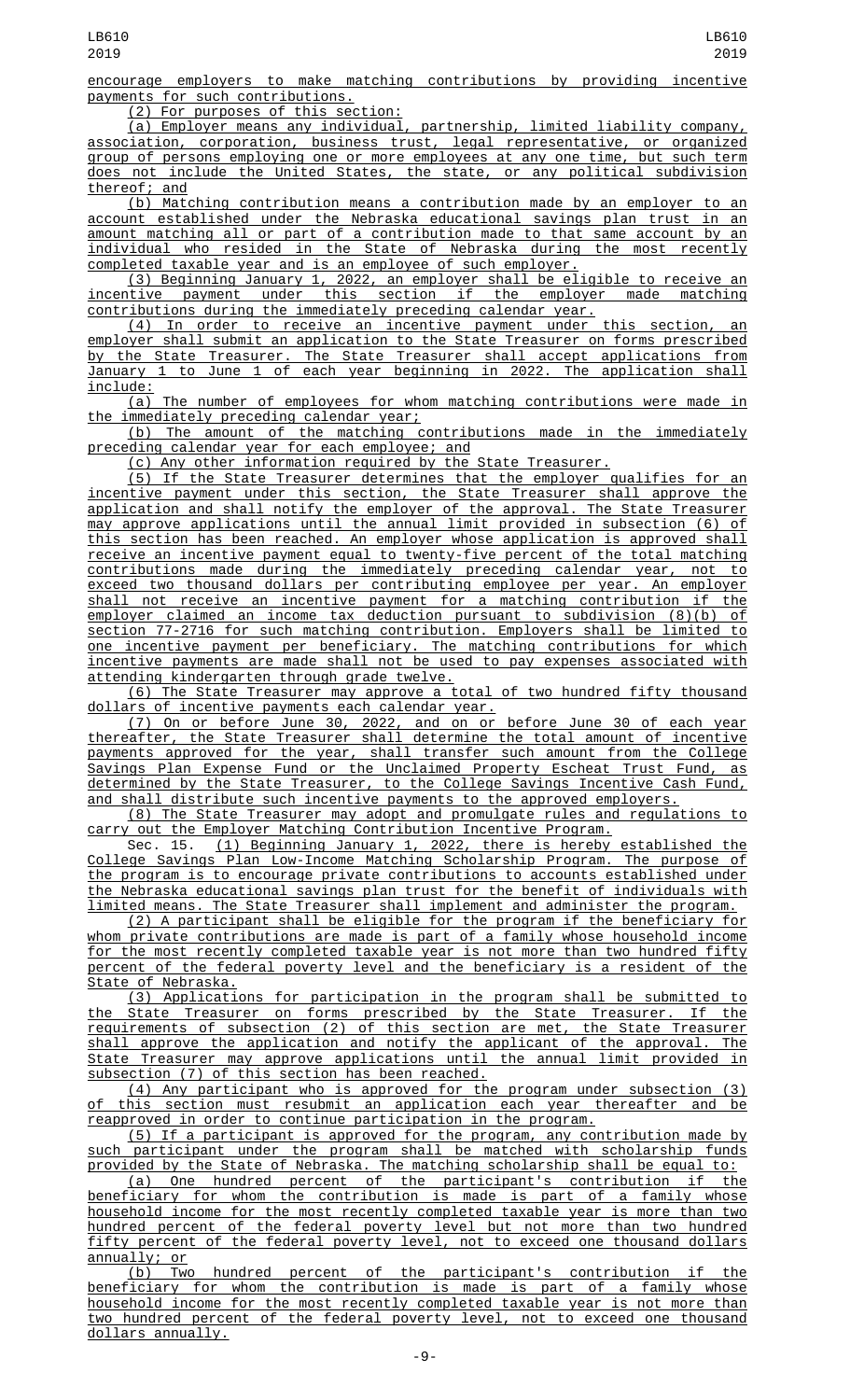encourage employers to make matching contributions by providing incentive payments for such contributions.

(2) For purposes of this section:

(a) Employer means any individual, partnership, limited liability company, association, corporation, business trust, legal representative, or organized group of persons employing one or more employees at any one time, but such term does not include the United States, the state, or any political subdivision thereof; and

(b) Matching contribution means a contribution made by an employer to an account established under the Nebraska educational savings plan trust in an amount matching all or part of a contribution made to that same account by an individual who resided in the State of Nebraska during the most recently completed taxable year and is an employee of such employer.

(3) Beginning January 1, 2022, an employer shall be eligible to receive an incentive payment under this section if the employer made matching contributions during the immediately preceding calendar year.

(4) In order to receive an incentive payment under this section, an employer shall submit an application to the State Treasurer on forms prescribed by the State Treasurer. The State Treasurer shall accept applications from January 1 to June 1 of each year beginning in 2022. The application shall include:

(a) The number of employees for whom matching contributions were made in the immediately preceding calendar year;

(b) The amount of the matching contributions made in the immediately preceding calendar year for each employee; and

(c) Any other information required by the State Treasurer.

(5) If the State Treasurer determines that the employer qualifies for an incentive payment under this section, the State Treasurer shall approve the application and shall notify the employer of the approval. The State Treasurer may approve applications until the annual limit provided in subsection (6) of this section has been reached. An employer whose application is approved shall receive an incentive payment equal to twenty-five percent of the total matching contributions made during the immediately preceding calendar year, not to exceed two thousand dollars per contributing employee per year. An employer shall not receive an incentive payment for a matching contribution if the employer claimed an income tax deduction pursuant to subdivision (8)(b) of section 77-2716 for such matching contribution. Employers shall be limited to one incentive payment per beneficiary. The matching contributions for which incentive payments are made shall not be used to pay expenses associated with attending kindergarten through grade twelve.

(6) The State Treasurer may approve a total of two hundred fifty thousand dollars of incentive payments each calendar year.

(7) On or before June 30, 2022, and on or before June 30 of each year thereafter, the State Treasurer shall determine the total amount of incentive payments approved for the year, shall transfer such amount from the College Savings Plan Expense Fund or the Unclaimed Property Escheat Trust Fund, as determined by the State Treasurer, to the College Savings Incentive Cash Fund, and shall distribute such incentive payments to the approved employers.

(8) The State Treasurer may adopt and promulgate rules and regulations to carry out the Employer Matching Contribution Incentive Program.

Sec. 15. (1) Beginning January 1, 2022, there is hereby established the College Savings Plan Low-Income Matching Scholarship Program. The purpose of the program is to encourage private contributions to accounts established under the Nebraska educational savings plan trust for the benefit of individuals with limited means. The State Treasurer shall implement and administer the program.

(2) A participant shall be eligible for the program if the beneficiary for whom private contributions are made is part of a family whose household income for the most recently completed taxable year is not more than two hundred fifty percent of the federal poverty level and the beneficiary is a resident of the State of Nebraska.

(3) Applications for participation in the program shall be submitted to the State Treasurer on forms prescribed by the State Treasurer. If the requirements of subsection (2) of this section are met, the State Treasurer shall approve the application and notify the applicant of the approval. The State Treasurer may approve applications until the annual limit provided in subsection (7) of this section has been reached.

(4) Any participant who is approved for the program under subsection (3) of this section must resubmit an application each year thereafter and be reapproved in order to continue participation in the program.

(5) If a participant is approved for the program, any contribution made by such participant under the program shall be matched with scholarship funds provided by the State of Nebraska. The matching scholarship shall be equal to:

(a) One hundred percent of the participant's contribution if the beneficiary for whom the contribution is made is part of a family whose household income for the most recently completed taxable year is more than two hundred percent of the federal poverty level but not more than two hundred fifty percent of the federal poverty level, not to exceed one thousand dollars annually; or

(b) Two hundred percent of the participant's contribution if the beneficiary for whom the contribution is made is part of a family whose household income for the most recently completed taxable year is not more than two hundred percent of the federal poverty level, not to exceed one thousand dollars annually.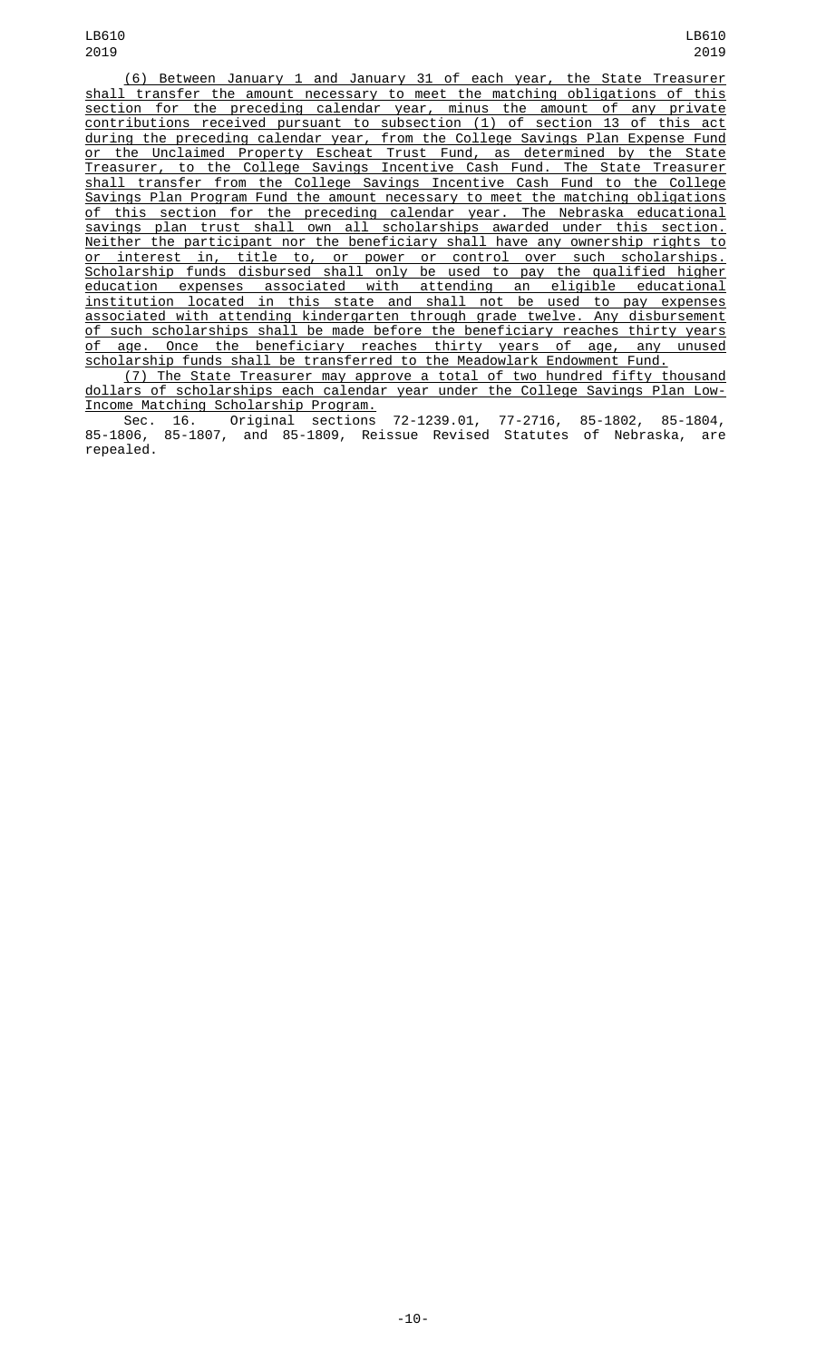(6) Between January 1 and January 31 of each year, the State Treasurer shall transfer the amount necessary to meet the matching obligations of this section for the preceding calendar year, minus the amount of any private contributions received pursuant to subsection (1) of section 13 of this act during the preceding calendar year, from the College Savings Plan Expense Fund or the Unclaimed Property Escheat Trust Fund, as determined by the State Treasurer, to the College Savings Incentive Cash Fund. The State Treasurer shall transfer from the College Savings Incentive Cash Fund to the College Savings Plan Program Fund the amount necessary to meet the matching obligations of this section for the preceding calendar year. The Nebraska educational savings plan trust shall own all scholarships awarded under this section. Neither the participant nor the beneficiary shall have any ownership rights to or interest in, title to, or power or control over such scholarships. Scholarship funds disbursed shall only be used to pay the qualified higher education expenses associated with attending an eligible educational institution located in this state and shall not be used to pay expenses associated with attending kindergarten through grade twelve. Any disbursement of such scholarships shall be made before the beneficiary reaches thirty years of age. Once the beneficiary reaches thirty years of age, any unused scholarship funds shall be transferred to the Meadowlark Endowment Fund.

(7) The State Treasurer may approve a total of two hundred fifty thousand dollars of scholarships each calendar year under the College Savings Plan Low-Income Matching Scholarship Program.

Sec. 16. Original sections 72-1239.01, 77-2716, 85-1802, 85-1804, 85-1806, 85-1807, and 85-1809, Reissue Revised Statutes of Nebraska, are repealed.